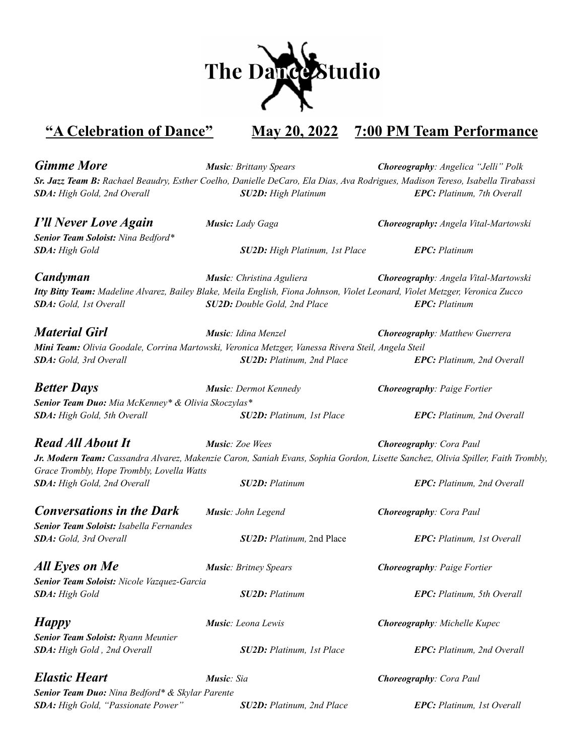# The Dance Studio

## "A Celebration of Dance" May 20, 2022 7:00 PM Team Performance

***Gimme More*** ***Music**: Brittany Spears* ***Choreography**: Angelica "Jelli" Polk*
***Sr. Jazz Team B:** Rachael Beaudry, Esther Coelho, Danielle DeCaro, Ela Dias, Ava Rodrigues, Madison Tereso, Isabella Tirabassi*
***SDA:** High Gold, 2nd Overall* ***SU2D:** High Platinum* ***EPC:** Platinum, 7th Overall*

***I'll Never Love Again*** ***Music:** Lady Gaga* ***Choreography:** Angela Vital-Martowski*
***Senior Team Soloist:** Nina Bedford**
***SDA:** High Gold* ***SU2D:** High Platinum, 1st Place* ***EPC:** Platinum*

***Candyman*** ***Music**: Christina Aguliera* ***Choreography**: Angela Vital-Martowski*
***Itty Bitty Team:** Madeline Alvarez, Bailey Blake, Meila English, Fiona Johnson, Violet Leonard, Violet Metzger, Veronica Zucco*
***SDA:** Gold, 1st Overall* ***SU2D:** Double Gold, 2nd Place* ***EPC:** Platinum*

***Material Girl*** ***Music**: Idina Menzel* ***Choreography**: Matthew Guerrera*
***Mini Team:** Olivia Goodale, Corrina Martowski, Veronica Metzger, Vanessa Rivera Steil, Angela Steil*
***SDA:** Gold, 3rd Overall* ***SU2D:** Platinum, 2nd Place* ***EPC:** Platinum, 2nd Overall*

***Better Days*** ***Music**: Dermot Kennedy* ***Choreography**: Paige Fortier*
***Senior Team Duo:** Mia McKenney* & Olivia Skoczylas**
***SDA:** High Gold, 5th Overall* ***SU2D:** Platinum, 1st Place* ***EPC:** Platinum, 2nd Overall*

***Read All About It*** ***Music**: Zoe Wees* ***Choreography**: Cora Paul*
***Jr. Modern Team:** Cassandra Alvarez, Makenzie Caron, Saniah Evans, Sophia Gordon, Lisette Sanchez, Olivia Spiller, Faith Trombly, Grace Trombly, Hope Trombly, Lovella Watts*
***SDA:** High Gold, 2nd Overall* ***SU2D:** Platinum* ***EPC:** Platinum, 2nd Overall*

***Conversations in the Dark*** ***Music**: John Legend* ***Choreography**: Cora Paul*
***Senior Team Soloist:** Isabella Fernandes*
***SDA:** Gold, 3rd Overall* ***SU2D:** Platinum,* 2nd Place ***EPC:** Platinum, 1st Overall*

***All Eyes on Me*** ***Music**: Britney Spears* ***Choreography**: Paige Fortier*
***Senior Team Soloist:** Nicole Vazquez-Garcia*
***SDA:** High Gold* ***SU2D:** Platinum* ***EPC:** Platinum, 5th Overall*

***Happy*** ***Music**: Leona Lewis* ***Choreography**: Michelle Kupec*
***Senior Team Soloist:** Ryann Meunier*
***SDA:** High Gold , 2nd Overall* ***SU2D:** Platinum, 1st Place* ***EPC:** Platinum, 2nd Overall*

***Elastic Heart*** ***Music**: Sia* ***Choreography**: Cora Paul*
***Senior Team Duo:** Nina Bedford* & Skylar Parente*
***SDA:** High Gold, "Passionate Power"* ***SU2D:** Platinum, 2nd Place* ***EPC:** Platinum, 1st Overall*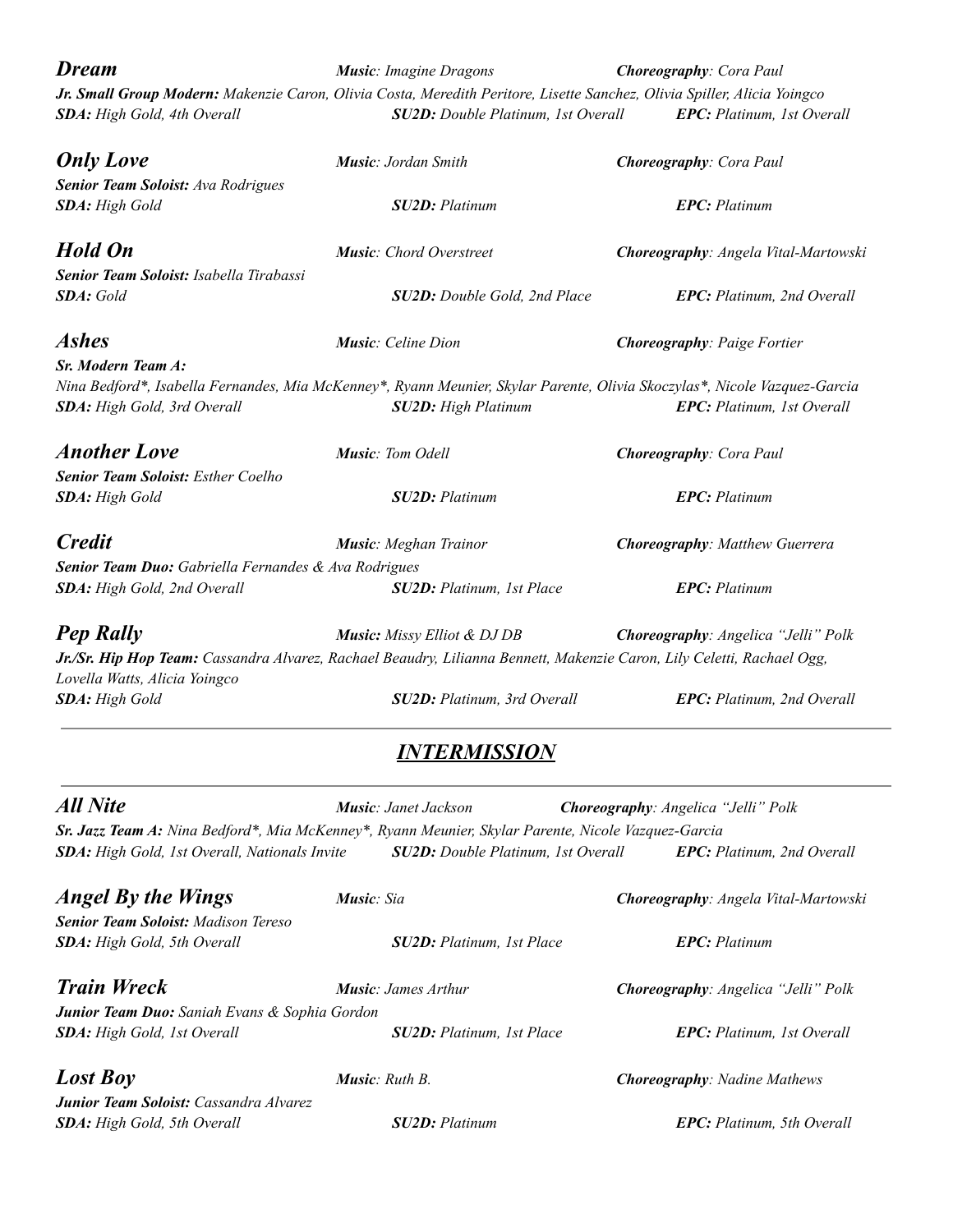***Dream*** — ***Music***: *Imagine Dragons* — ***Choreography***: *Cora Paul*

***Jr. Small Group Modern:*** *Makenzie Caron, Olivia Costa, Meredith Peritore, Lisette Sanchez, Olivia Spiller, Alicia Yoingco*

***SDA:*** *High Gold, 4th Overall* — ***SU2D:*** *Double Platinum, 1st Overall* — ***EPC:*** *Platinum, 1st Overall*

***Only Love*** — ***Music***: *Jordan Smith* — ***Choreography***: *Cora Paul*

***Senior Team Soloist:*** *Ava Rodrigues*

***SDA:*** *High Gold* — ***SU2D:*** *Platinum* — ***EPC:*** *Platinum*

***Hold On*** — ***Music***: *Chord Overstreet* — ***Choreography***: *Angela Vital-Martowski*

***Senior Team Soloist:*** *Isabella Tirabassi*

***SDA:*** *Gold* — ***SU2D:*** *Double Gold, 2nd Place* — ***EPC:*** *Platinum, 2nd Overall*

***Ashes*** — ***Music***: *Celine Dion* — ***Choreography***: *Paige Fortier*

***Sr. Modern Team A:***

*Nina Bedford*, Isabella Fernandes, Mia McKenney*, Ryann Meunier, Skylar Parente, Olivia Skoczylas*, Nicole Vazquez-Garcia*

***SDA:*** *High Gold, 3rd Overall* — ***SU2D:*** *High Platinum* — ***EPC:*** *Platinum, 1st Overall*

***Another Love*** — ***Music***: *Tom Odell* — ***Choreography***: *Cora Paul*

***Senior Team Soloist:*** *Esther Coelho*

***SDA:*** *High Gold* — ***SU2D:*** *Platinum* — ***EPC:*** *Platinum*

***Credit*** — ***Music***: *Meghan Trainor* — ***Choreography***: *Matthew Guerrera*

***Senior Team Duo:*** *Gabriella Fernandes & Ava Rodrigues*

***SDA:*** *High Gold, 2nd Overall* — ***SU2D:*** *Platinum, 1st Place* — ***EPC:*** *Platinum*

***Pep Rally*** — ***Music:*** *Missy Elliot & DJ DB* — ***Choreography***: *Angelica "Jelli" Polk*

***Jr./Sr. Hip Hop Team:*** *Cassandra Alvarez, Rachael Beaudry, Lilianna Bennett, Makenzie Caron, Lily Celetti, Rachael Ogg, Lovella Watts, Alicia Yoingco*

***SDA:*** *High Gold* — ***SU2D:*** *Platinum, 3rd Overall* — ***EPC:*** *Platinum, 2nd Overall*

---

## ***INTERMISSION***

---

***All Nite*** — ***Music***: *Janet Jackson* — ***Choreography***: *Angelica "Jelli" Polk*

***Sr. Jazz Team A:*** *Nina Bedford*, Mia McKenney*, Ryann Meunier, Skylar Parente, Nicole Vazquez-Garcia*

***SDA:*** *High Gold, 1st Overall, Nationals Invite* — ***SU2D:*** *Double Platinum, 1st Overall* — ***EPC:*** *Platinum, 2nd Overall*

***Angel By the Wings*** — ***Music***: *Sia* — ***Choreography***: *Angela Vital-Martowski*

***Senior Team Soloist:*** *Madison Tereso*

***SDA:*** *High Gold, 5th Overall* — ***SU2D:*** *Platinum, 1st Place* — ***EPC:*** *Platinum*

***Train Wreck*** — ***Music***: *James Arthur* — ***Choreography***: *Angelica "Jelli" Polk*

***Junior Team Duo:*** *Saniah Evans & Sophia Gordon*

***SDA:*** *High Gold, 1st Overall* — ***SU2D:*** *Platinum, 1st Place* — ***EPC:*** *Platinum, 1st Overall*

***Lost Boy*** — ***Music***: *Ruth B.* — ***Choreography***: *Nadine Mathews*

***Junior Team Soloist:*** *Cassandra Alvarez*

***SDA:*** *High Gold, 5th Overall* — ***SU2D:*** *Platinum* — ***EPC:*** *Platinum, 5th Overall*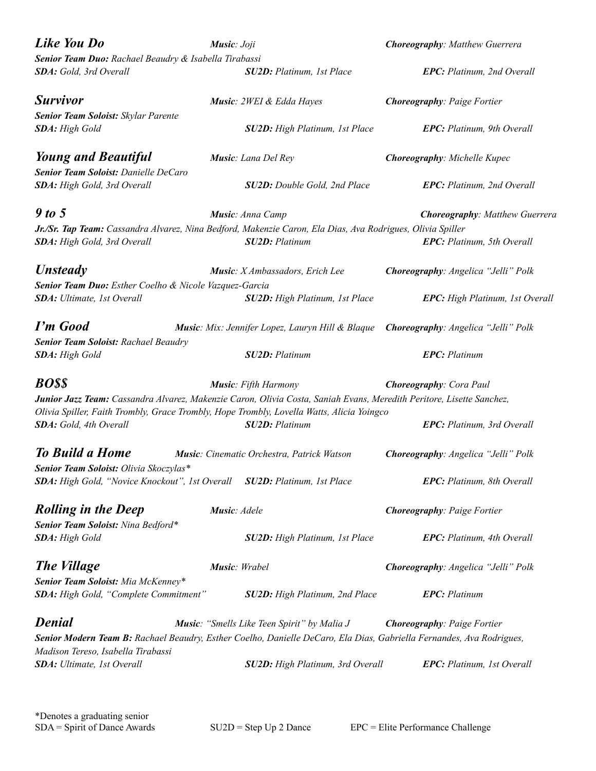***Like You Do*** ***Music**: Joji* ***Choreography**: Matthew Guerrera*
***Senior Team Duo:** Rachael Beaudry & Isabella Tirabassi*
***SDA:** Gold, 3rd Overall* ***SU2D:** Platinum, 1st Place* ***EPC:** Platinum, 2nd Overall*

***Survivor*** ***Music**: 2WEI & Edda Hayes* ***Choreography**: Paige Fortier*
***Senior Team Soloist:** Skylar Parente*
***SDA:** High Gold* ***SU2D:** High Platinum, 1st Place* ***EPC:** Platinum, 9th Overall*

***Young and Beautiful*** ***Music**: Lana Del Rey* ***Choreography**: Michelle Kupec*
***Senior Team Soloist:** Danielle DeCaro*
***SDA:** High Gold, 3rd Overall* ***SU2D:** Double Gold, 2nd Place* ***EPC:** Platinum, 2nd Overall*

***9 to 5*** ***Music**: Anna Camp* ***Choreography**: Matthew Guerrera*
***Jr./Sr. Tap Team:** Cassandra Alvarez, Nina Bedford, Makenzie Caron, Ela Dias, Ava Rodrigues, Olivia Spiller*
***SDA:** High Gold, 3rd Overall* ***SU2D:** Platinum* ***EPC:** Platinum, 5th Overall*

***Unsteady*** ***Music**: X Ambassadors, Erich Lee* ***Choreography**: Angelica "Jelli" Polk*
***Senior Team Duo:** Esther Coelho & Nicole Vazquez-Garcia*
***SDA:** Ultimate, 1st Overall* ***SU2D:** High Platinum, 1st Place* ***EPC:** High Platinum, 1st Overall*

***I'm Good*** ***Music**: Mix: Jennifer Lopez, Lauryn Hill & Blaque* ***Choreography**: Angelica "Jelli" Polk*
***Senior Team Soloist:** Rachael Beaudry*
***SDA:** High Gold* ***SU2D:** Platinum* ***EPC:** Platinum*

***BO$$*** ***Music**: Fifth Harmony* ***Choreography**: Cora Paul*
***Junior Jazz Team:** Cassandra Alvarez, Makenzie Caron, Olivia Costa, Saniah Evans, Meredith Peritore, Lisette Sanchez, Olivia Spiller, Faith Trombly, Grace Trombly, Hope Trombly, Lovella Watts, Alicia Yoingco*
***SDA:** Gold, 4th Overall* ***SU2D:** Platinum* ***EPC:** Platinum, 3rd Overall*

***To Build a Home*** ***Music**: Cinematic Orchestra, Patrick Watson* ***Choreography**: Angelica "Jelli" Polk*
***Senior Team Soloist:** Olivia Skoczylas**
***SDA:** High Gold, "Novice Knockout", 1st Overall* ***SU2D:** Platinum, 1st Place* ***EPC:** Platinum, 8th Overall*

***Rolling in the Deep*** ***Music**: Adele* ***Choreography**: Paige Fortier*
***Senior Team Soloist:** Nina Bedford**
***SDA:** High Gold* ***SU2D:** High Platinum, 1st Place* ***EPC:** Platinum, 4th Overall*

***The Village*** ***Music**: Wrabel* ***Choreography**: Angelica "Jelli" Polk*
***Senior Team Soloist:** Mia McKenney**
***SDA:** High Gold, "Complete Commitment"* ***SU2D:** High Platinum, 2nd Place* ***EPC:** Platinum*

***Denial*** ***Music**: "Smells Like Teen Spirit" by Malia J* ***Choreography**: Paige Fortier*
***Senior Modern Team B:** Rachael Beaudry, Esther Coelho, Danielle DeCaro, Ela Dias, Gabriella Fernandes, Ava Rodrigues, Madison Tereso, Isabella Tirabassi*
***SDA:** Ultimate, 1st Overall* ***SU2D:** High Platinum, 3rd Overall* ***EPC:** Platinum, 1st Overall*

*Denotes a graduating senior
SDA = Spirit of Dance Awards SU2D = Step Up 2 Dance EPC = Elite Performance Challenge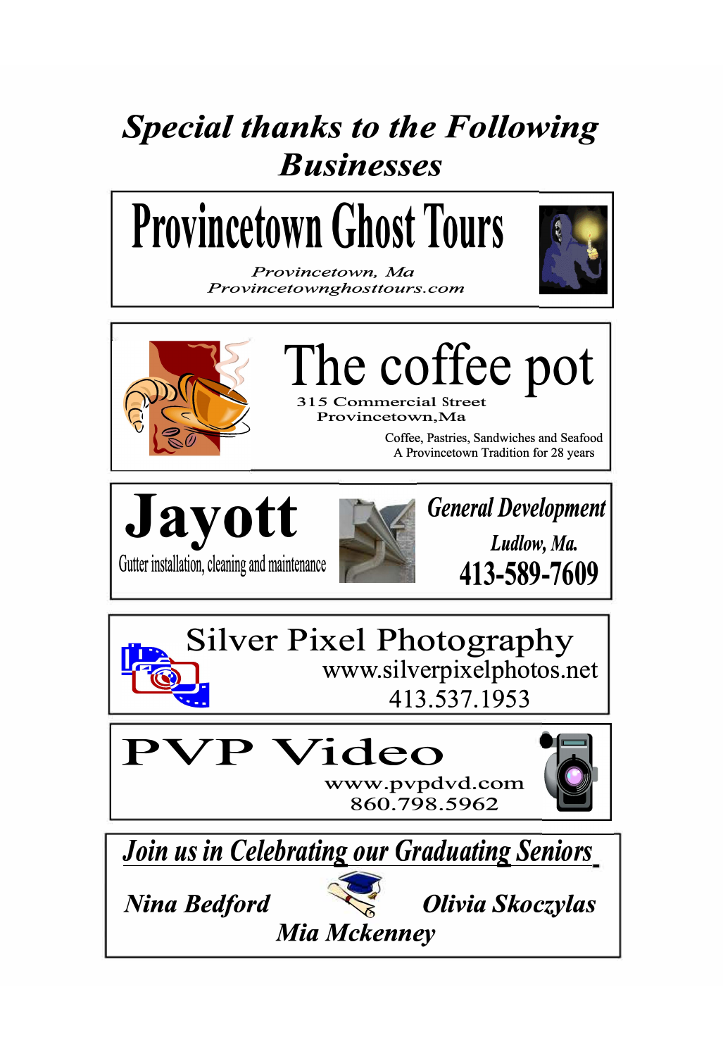# *Special thanks to the Following Businesses*

## Provincetown Ghost Tours

*Provincetown, Ma*
*Provincetownghosttours.com*

## The coffee pot

315 Commercial Street
Provincetown,Ma

Coffee, Pastries, Sandwiches and Seafood
A Provincetown Tradition for 28 years

## Jayott

Gutter installation, cleaning and maintenance

*General Development*

*Ludlow, Ma.*

**413-589-7609**

## Silver Pixel Photography

www.silverpixelphotos.net
413.537.1953

## PVP Video

www.pvpdvd.com
860.798.5962

***Join us in Celebrating our Graduating Seniors***

***Nina Bedford*** ***Olivia Skoczylas***

***Mia Mckenney***